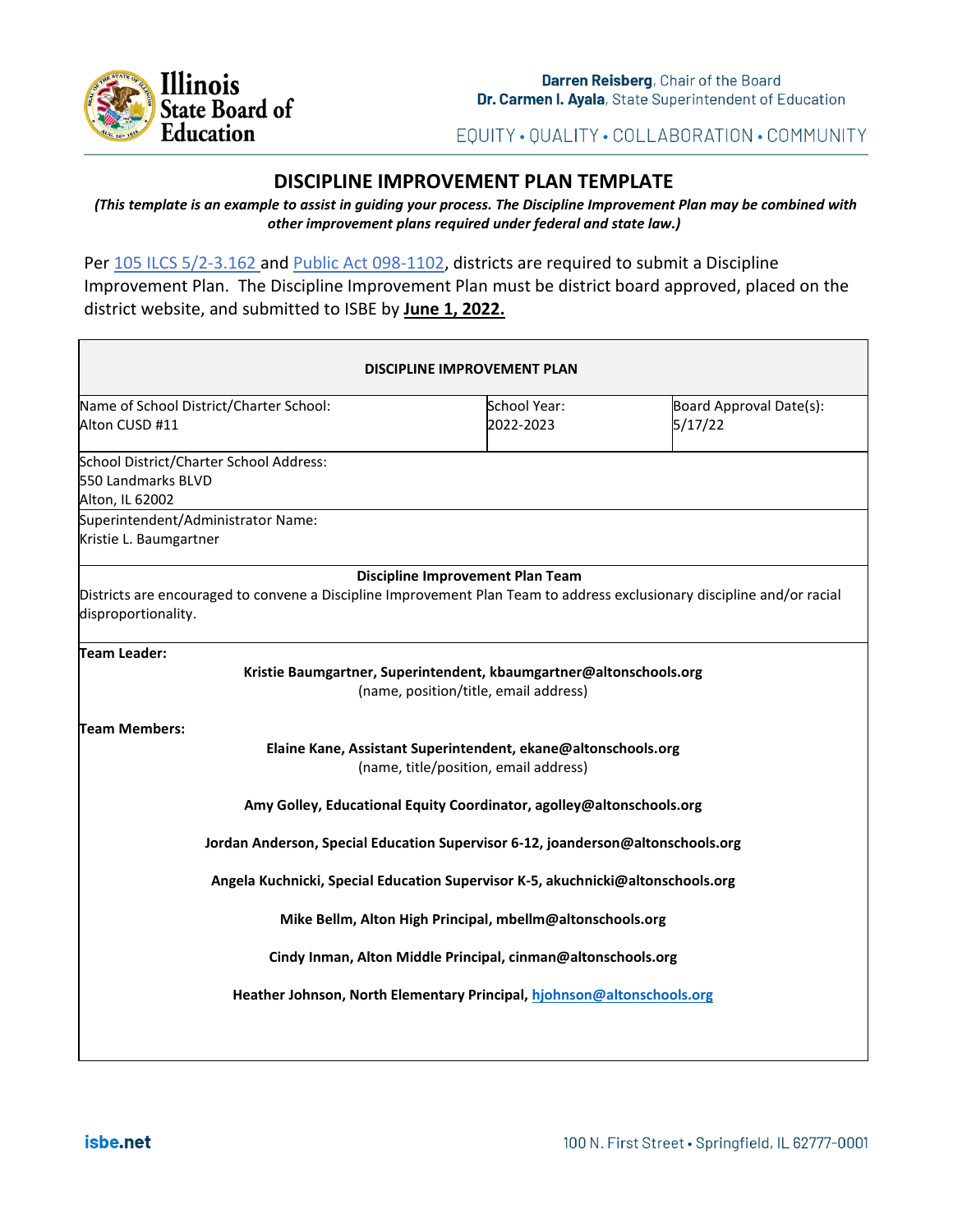Illinois State Board of Education

**Darren Reisberg**, Chair of the Board
**Dr. Carmen I. Ayala**, State Superintendent of Education

EQUITY • QUALITY • COLLABORATION • COMMUNITY

## DISCIPLINE IMPROVEMENT PLAN TEMPLATE

***(This template is an example to assist in guiding your process. The Discipline Improvement Plan may be combined with other improvement plans required under federal and state law.)***

Per 105 ILCS 5/2-3.162 and Public Act 098-1102, districts are required to submit a Discipline Improvement Plan. The Discipline Improvement Plan must be district board approved, placed on the district website, and submitted to ISBE by **June 1, 2022.**

| **DISCIPLINE IMPROVEMENT PLAN** | | |
|---|---|---|
| Name of School District/Charter School:<br>Alton CUSD #11 | School Year:<br>2022-2023 | Board Approval Date(s):<br>5/17/22 |
| School District/Charter School Address:<br>550 Landmarks BLVD<br>Alton, IL 62002 | | |
| Superintendent/Administrator Name:<br>Kristie L. Baumgartner | | |

**Discipline Improvement Plan Team**

Districts are encouraged to convene a Discipline Improvement Plan Team to address exclusionary discipline and/or racial disproportionality.

**Team Leader:**

**Kristie Baumgartner, Superintendent, kbaumgartner@altonschools.org**
(name, position/title, email address)

**Team Members:**

**Elaine Kane, Assistant Superintendent, ekane@altonschools.org**
(name, title/position, email address)

**Amy Golley, Educational Equity Coordinator, agolley@altonschools.org**

**Jordan Anderson, Special Education Supervisor 6-12, joanderson@altonschools.org**

**Angela Kuchnicki, Special Education Supervisor K-5, akuchnicki@altonschools.org**

**Mike Bellm, Alton High Principal, mbellm@altonschools.org**

**Cindy Inman, Alton Middle Principal, cinman@altonschools.org**

**Heather Johnson, North Elementary Principal, hjohnson@altonschools.org**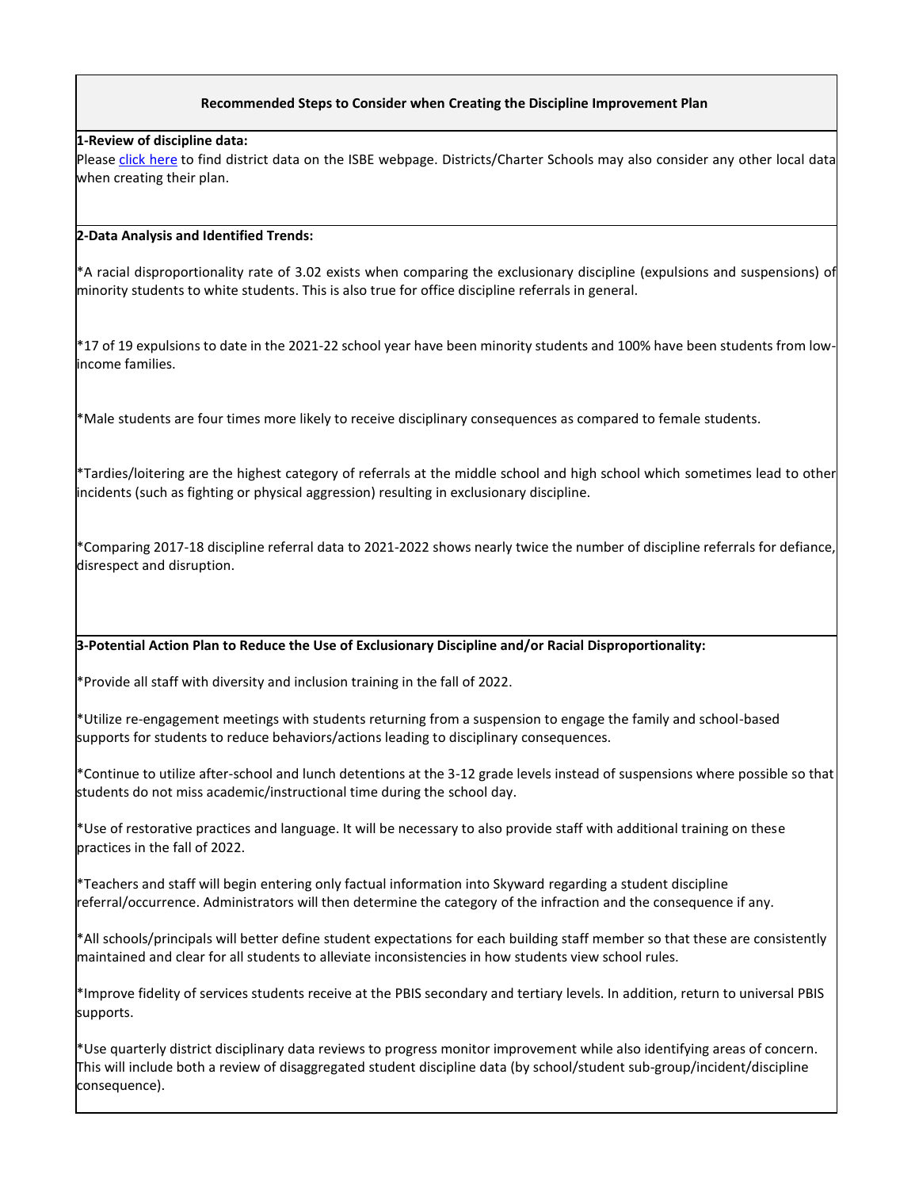**Recommended Steps to Consider when Creating the Discipline Improvement Plan**

**1-Review of discipline data:**

Please [click here](#) to find district data on the ISBE webpage. Districts/Charter Schools may also consider any other local data when creating their plan.

**2-Data Analysis and Identified Trends:**

*A racial disproportionality rate of 3.02 exists when comparing the exclusionary discipline (expulsions and suspensions) of minority students to white students. This is also true for office discipline referrals in general.

*17 of 19 expulsions to date in the 2021-22 school year have been minority students and 100% have been students from low-income families.

*Male students are four times more likely to receive disciplinary consequences as compared to female students.

*Tardies/loitering are the highest category of referrals at the middle school and high school which sometimes lead to other incidents (such as fighting or physical aggression) resulting in exclusionary discipline.

*Comparing 2017-18 discipline referral data to 2021-2022 shows nearly twice the number of discipline referrals for defiance, disrespect and disruption.

**3-Potential Action Plan to Reduce the Use of Exclusionary Discipline and/or Racial Disproportionality:**

*Provide all staff with diversity and inclusion training in the fall of 2022.

*Utilize re-engagement meetings with students returning from a suspension to engage the family and school-based supports for students to reduce behaviors/actions leading to disciplinary consequences.

*Continue to utilize after-school and lunch detentions at the 3-12 grade levels instead of suspensions where possible so that students do not miss academic/instructional time during the school day.

*Use of restorative practices and language. It will be necessary to also provide staff with additional training on these practices in the fall of 2022.

*Teachers and staff will begin entering only factual information into Skyward regarding a student discipline referral/occurrence. Administrators will then determine the category of the infraction and the consequence if any.

*All schools/principals will better define student expectations for each building staff member so that these are consistently maintained and clear for all students to alleviate inconsistencies in how students view school rules.

*Improve fidelity of services students receive at the PBIS secondary and tertiary levels. In addition, return to universal PBIS supports.

*Use quarterly district disciplinary data reviews to progress monitor improvement while also identifying areas of concern. This will include both a review of disaggregated student discipline data (by school/student sub-group/incident/discipline consequence).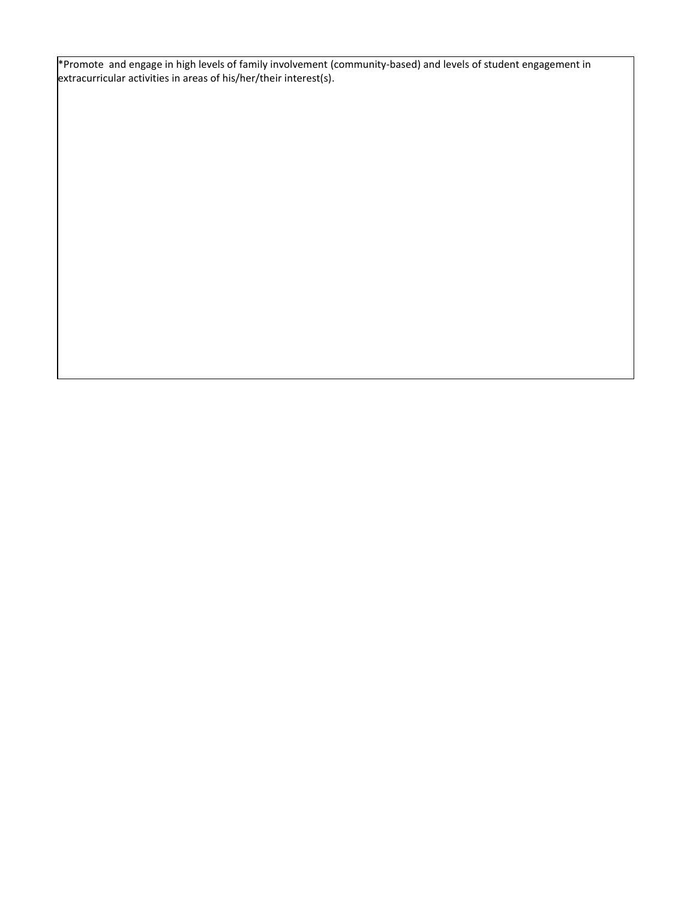*Promote  and engage in high levels of family involvement (community-based) and levels of student engagement in extracurricular activities in areas of his/her/their interest(s).